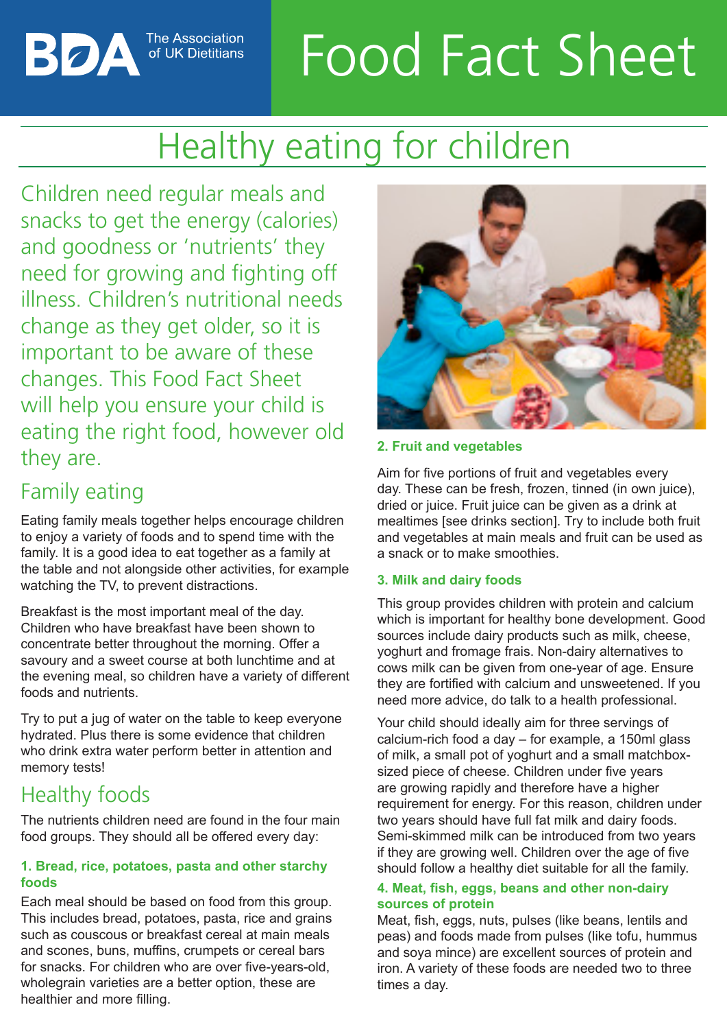BDA The Association of UK Dietitians

# Food Fact Sheet

## Healthy eating for children

Children need regular meals and snacks to get the energy (calories) and goodness or 'nutrients' they need for growing and fighting off illness. Children's nutritional needs change as they get older, so it is important to be aware of these changes. This Food Fact Sheet will help you ensure your child is eating the right food, however old they are.

### Family eating

Eating family meals together helps encourage children to enjoy a variety of foods and to spend time with the family. It is a good idea to eat together as a family at the table and not alongside other activities, for example watching the TV, to prevent distractions.

Breakfast is the most important meal of the day. Children who have breakfast have been shown to concentrate better throughout the morning. Offer a savoury and a sweet course at both lunchtime and at the evening meal, so children have a variety of different foods and nutrients.

Try to put a jug of water on the table to keep everyone hydrated. Plus there is some evidence that children who drink extra water perform better in attention and memory tests!

### Healthy foods

The nutrients children need are found in the four main food groups. They should all be offered every day:

**1. Bread, rice, potatoes, pasta and other starchy foods**

Each meal should be based on food from this group. This includes bread, potatoes, pasta, rice and grains such as couscous or breakfast cereal at main meals and scones, buns, muffins, crumpets or cereal bars for snacks. For children who are over five-years-old, wholegrain varieties are a better option, these are healthier and more filling.

**2. Fruit and vegetables**

Aim for five portions of fruit and vegetables every day. These can be fresh, frozen, tinned (in own juice), dried or juice. Fruit juice can be given as a drink at mealtimes [see drinks section]. Try to include both fruit and vegetables at main meals and fruit can be used as a snack or to make smoothies.

**3. Milk and dairy foods**

This group provides children with protein and calcium which is important for healthy bone development. Good sources include dairy products such as milk, cheese, yoghurt and fromage frais. Non-dairy alternatives to cows milk can be given from one-year of age. Ensure they are fortified with calcium and unsweetened. If you need more advice, do talk to a health professional.

Your child should ideally aim for three servings of calcium-rich food a day – for example, a 150ml glass of milk, a small pot of yoghurt and a small matchbox-sized piece of cheese. Children under five years are growing rapidly and therefore have a higher requirement for energy. For this reason, children under two years should have full fat milk and dairy foods. Semi-skimmed milk can be introduced from two years if they are growing well. Children over the age of five should follow a healthy diet suitable for all the family.

**4. Meat, fish, eggs, beans and other non-dairy sources of protein**

Meat, fish, eggs, nuts, pulses (like beans, lentils and peas) and foods made from pulses (like tofu, hummus and soya mince) are excellent sources of protein and iron. A variety of these foods are needed two to three times a day.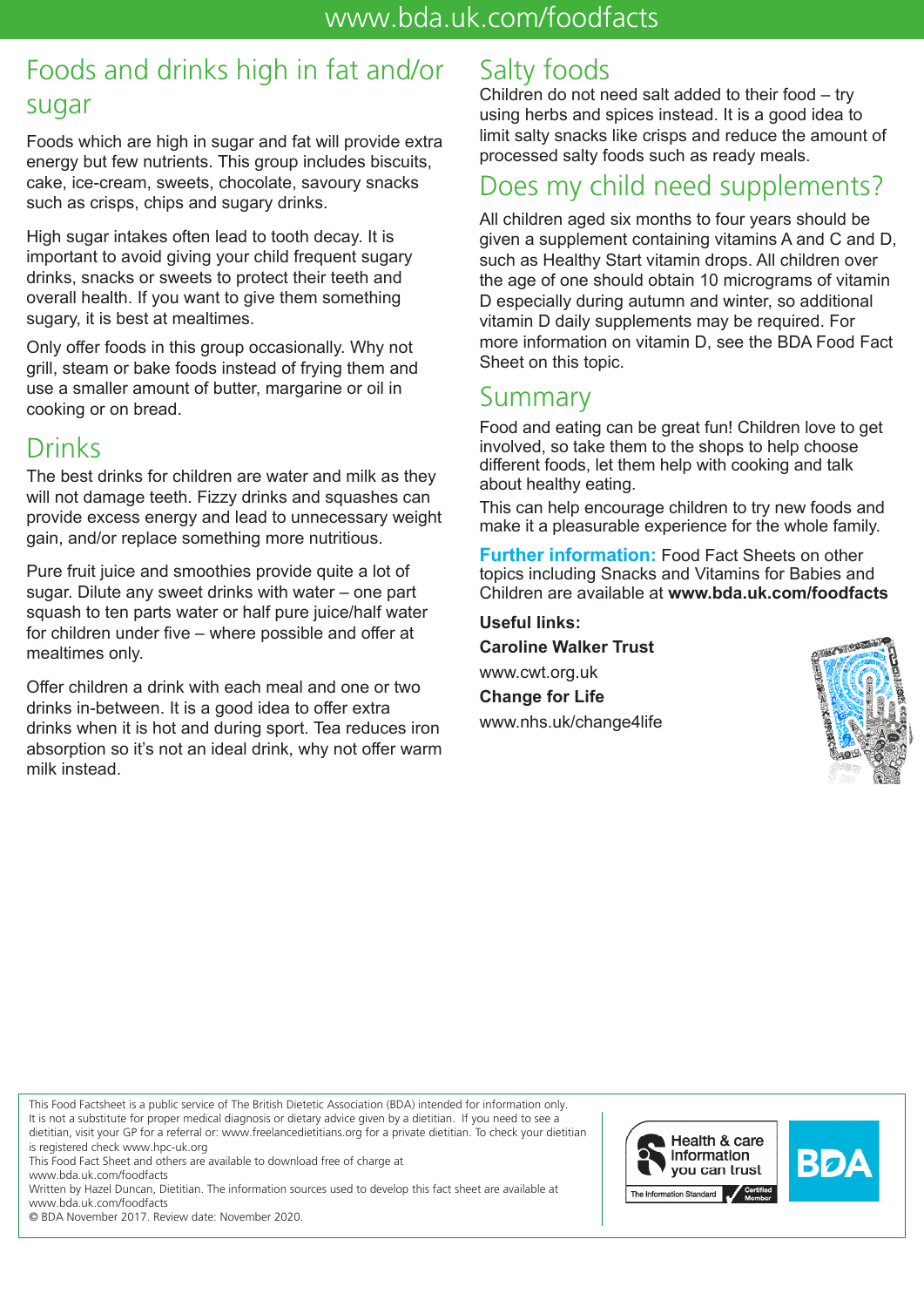## Foods and drinks high in fat and/or sugar

Foods which are high in sugar and fat will provide extra energy but few nutrients. This group includes biscuits, cake, ice-cream, sweets, chocolate, savoury snacks such as crisps, chips and sugary drinks.

High sugar intakes often lead to tooth decay. It is important to avoid giving your child frequent sugary drinks, snacks or sweets to protect their teeth and overall health. If you want to give them something sugary, it is best at mealtimes.

Only offer foods in this group occasionally. Why not grill, steam or bake foods instead of frying them and use a smaller amount of butter, margarine or oil in cooking or on bread.

## Drinks

The best drinks for children are water and milk as they will not damage teeth. Fizzy drinks and squashes can provide excess energy and lead to unnecessary weight gain, and/or replace something more nutritious.

Pure fruit juice and smoothies provide quite a lot of sugar. Dilute any sweet drinks with water – one part squash to ten parts water or half pure juice/half water for children under five – where possible and offer at mealtimes only.

Offer children a drink with each meal and one or two drinks in-between. It is a good idea to offer extra drinks when it is hot and during sport. Tea reduces iron absorption so it's not an ideal drink, why not offer warm milk instead.

## Salty foods

Children do not need salt added to their food – try using herbs and spices instead. It is a good idea to limit salty snacks like crisps and reduce the amount of processed salty foods such as ready meals.

## Does my child need supplements?

All children aged six months to four years should be given a supplement containing vitamins A and C and D, such as Healthy Start vitamin drops. All children over the age of one should obtain 10 micrograms of vitamin D especially during autumn and winter, so additional vitamin D daily supplements may be required. For more information on vitamin D, see the BDA Food Fact Sheet on this topic.

## Summary

Food and eating can be great fun! Children love to get involved, so take them to the shops to help choose different foods, let them help with cooking and talk about healthy eating.

This can help encourage children to try new foods and make it a pleasurable experience for the whole family.

**Further information:** Food Fact Sheets on other topics including Snacks and Vitamins for Babies and Children are available at **www.bda.uk.com/foodfacts**

**Useful links:**

**Caroline Walker Trust**

www.cwt.org.uk

**Change for Life**

www.nhs.uk/change4life

This Food Factsheet is a public service of The British Dietetic Association (BDA) intended for information only. It is not a substitute for proper medical diagnosis or dietary advice given by a dietitian. If you need to see a dietitian, visit your GP for a referral or: www.freelancedietitians.org for a private dietitian. To check your dietitian is registered check www.hpc-uk.org

This Food Fact Sheet and others are available to download free of charge at www.bda.uk.com/foodfacts

Written by Hazel Duncan, Dietitian. The information sources used to develop this fact sheet are available at www.bda.uk.com/foodfacts

© BDA November 2017. Review date: November 2020.

Health & care information you can trust

The Information Standard Certified Member

BDA